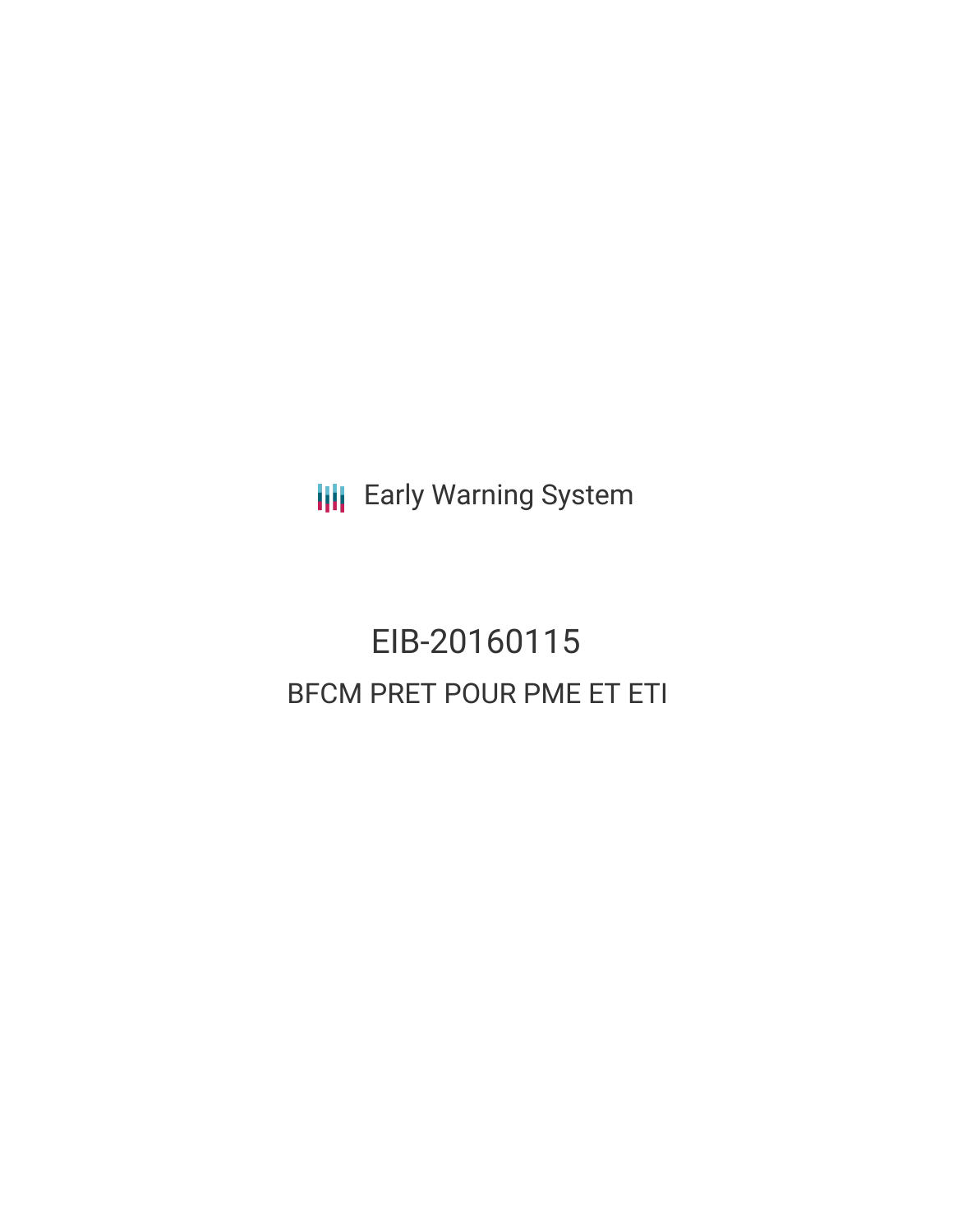Early Warning System

# EIB-20160115

## BFCM PRET POUR PME ET ETI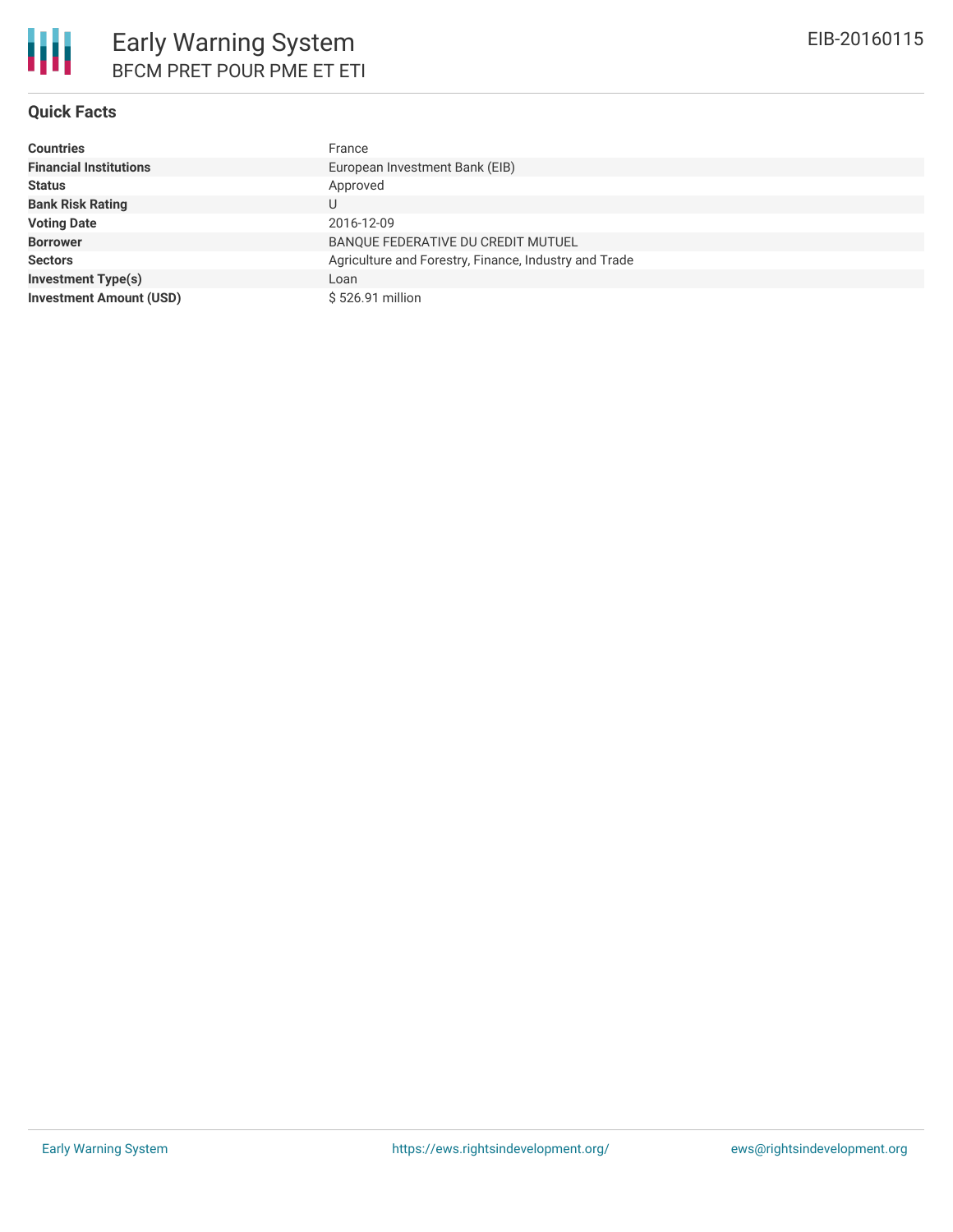# Early Warning System

## BFCM PRET POUR PME ET ETI

EIB-20160115

### Quick Facts

| | |
|---|---|
| **Countries** | France |
| **Financial Institutions** | European Investment Bank (EIB) |
| **Status** | Approved |
| **Bank Risk Rating** | U |
| **Voting Date** | 2016-12-09 |
| **Borrower** | BANQUE FEDERATIVE DU CREDIT MUTUEL |
| **Sectors** | Agriculture and Forestry, Finance, Industry and Trade |
| **Investment Type(s)** | Loan |
| **Investment Amount (USD)** | $ 526.91 million |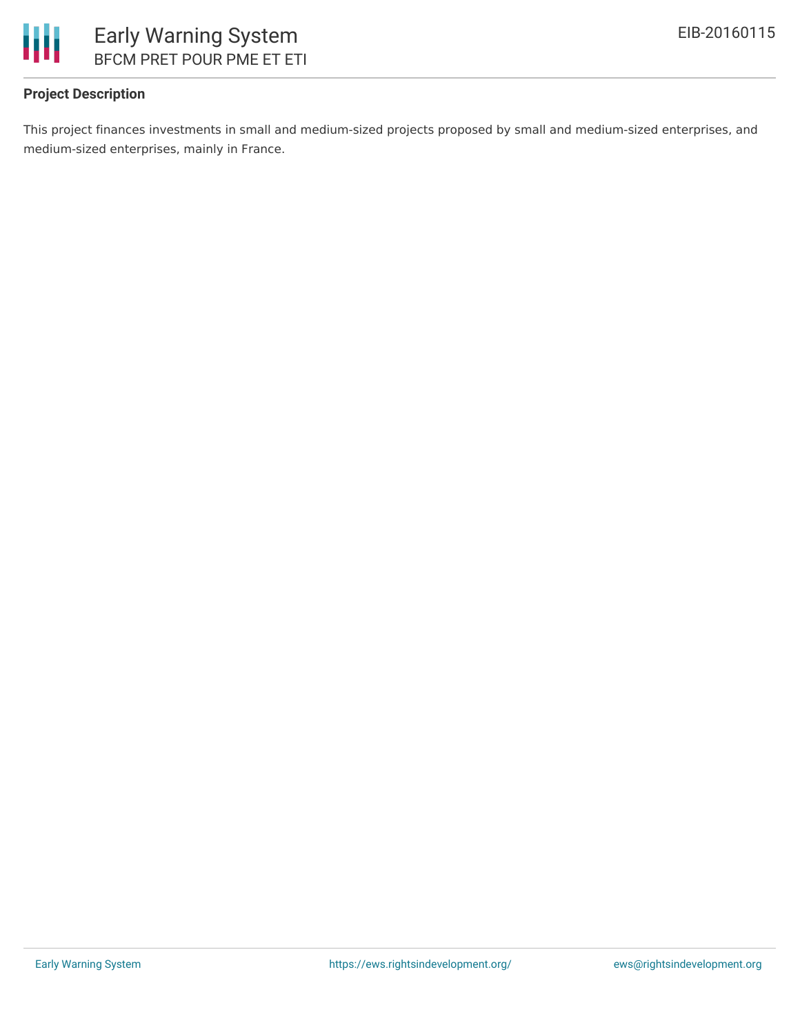**Project Description**

This project finances investments in small and medium-sized projects proposed by small and medium-sized enterprises, and medium-sized enterprises, mainly in France.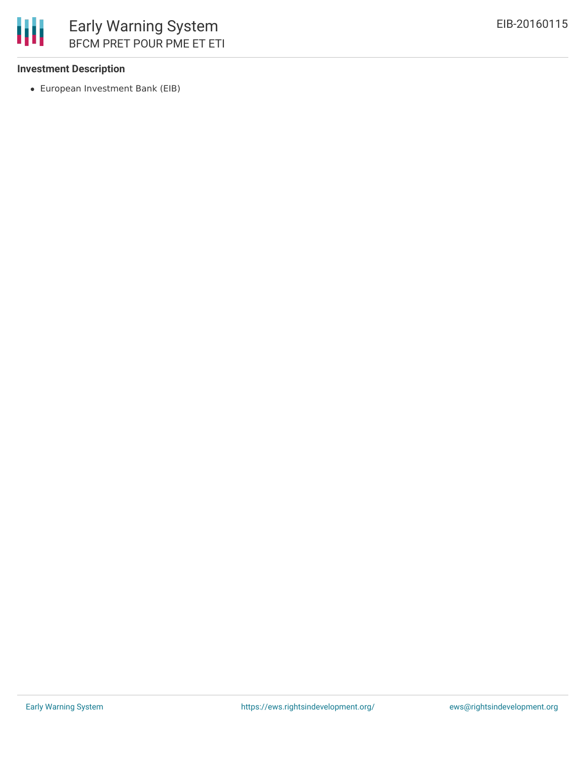**Investment Description**

- European Investment Bank (EIB)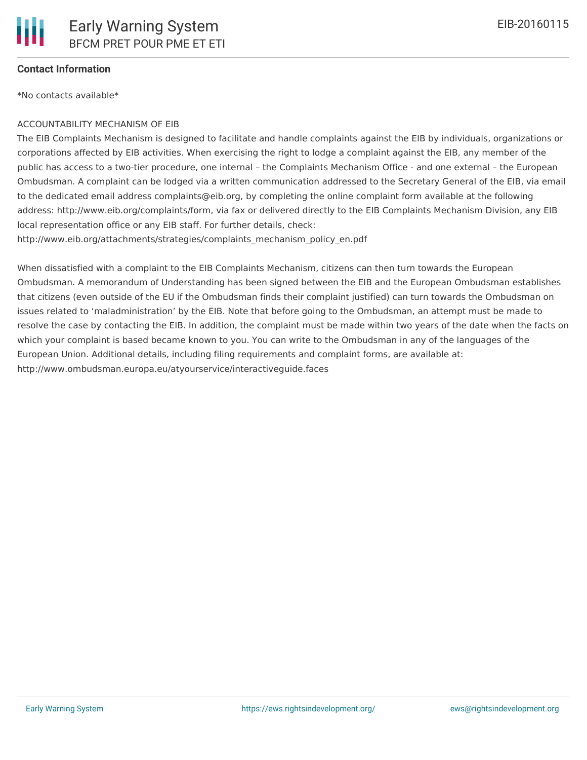**Contact Information**

*No contacts available*

ACCOUNTABILITY MECHANISM OF EIB

The EIB Complaints Mechanism is designed to facilitate and handle complaints against the EIB by individuals, organizations or corporations affected by EIB activities. When exercising the right to lodge a complaint against the EIB, any member of the public has access to a two-tier procedure, one internal – the Complaints Mechanism Office - and one external – the European Ombudsman. A complaint can be lodged via a written communication addressed to the Secretary General of the EIB, via email to the dedicated email address complaints@eib.org, by completing the online complaint form available at the following address: http://www.eib.org/complaints/form, via fax or delivered directly to the EIB Complaints Mechanism Division, any EIB local representation office or any EIB staff. For further details, check: http://www.eib.org/attachments/strategies/complaints_mechanism_policy_en.pdf

When dissatisfied with a complaint to the EIB Complaints Mechanism, citizens can then turn towards the European Ombudsman. A memorandum of Understanding has been signed between the EIB and the European Ombudsman establishes that citizens (even outside of the EU if the Ombudsman finds their complaint justified) can turn towards the Ombudsman on issues related to 'maladministration' by the EIB. Note that before going to the Ombudsman, an attempt must be made to resolve the case by contacting the EIB. In addition, the complaint must be made within two years of the date when the facts on which your complaint is based became known to you. You can write to the Ombudsman in any of the languages of the European Union. Additional details, including filing requirements and complaint forms, are available at: http://www.ombudsman.europa.eu/atyourservice/interactiveguide.faces